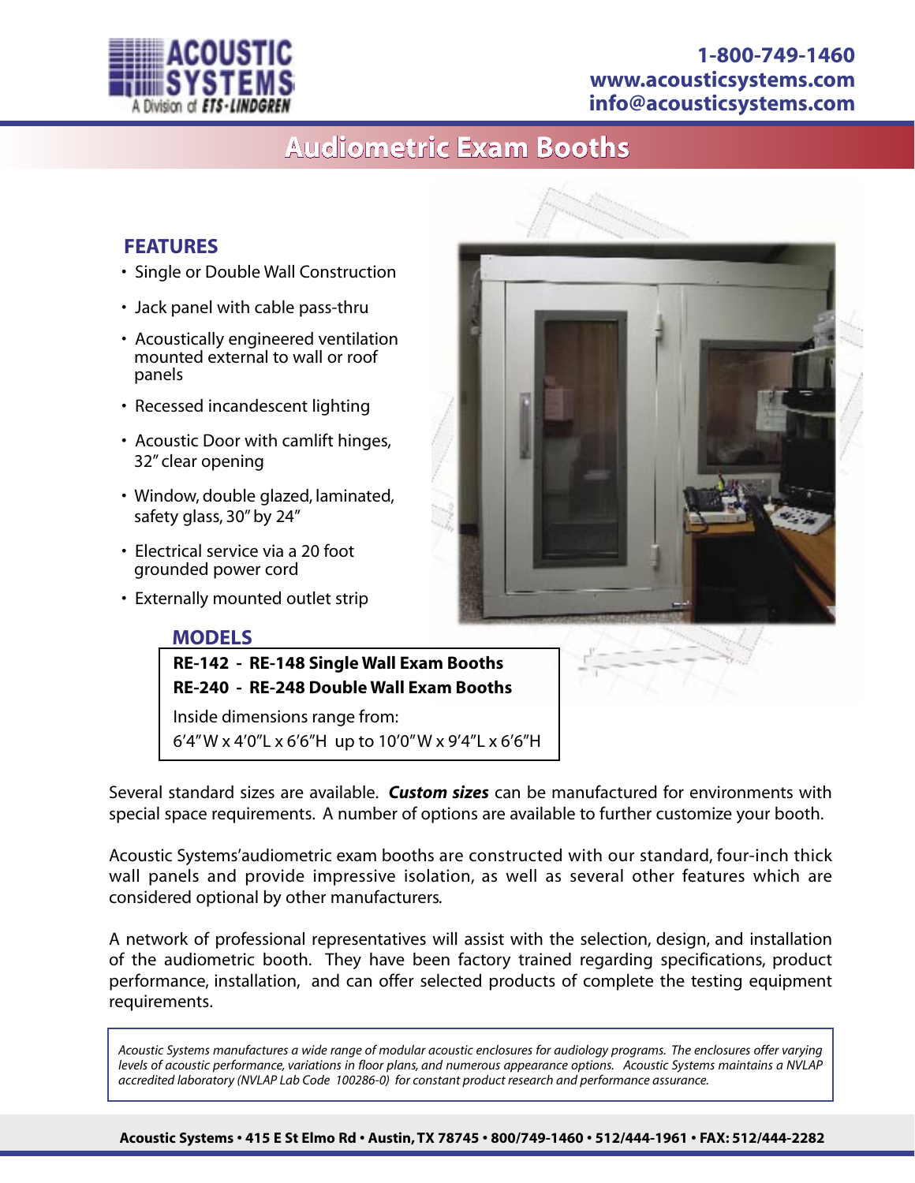ACOUSTIC SYSTEMS
A Division of ETS-LINDGREN

1-800-749-1460
www.acousticsystems.com
info@acousticsystems.com

# Audiometric Exam Booths

## FEATURES

- Single or Double Wall Construction
- Jack panel with cable pass-thru
- Acoustically engineered ventilation mounted external to wall or roof panels
- Recessed incandescent lighting
- Acoustic Door with camlift hinges, 32" clear opening
- Window, double glazed, laminated, safety glass, 30" by 24"
- Electrical service via a 20 foot grounded power cord
- Externally mounted outlet strip

## MODELS

**RE-142 - RE-148 Single Wall Exam Booths**
**RE-240 - RE-248 Double Wall Exam Booths**

Inside dimensions range from:
6'4"W x 4'0"L x 6'6"H up to 10'0"W x 9'4"L x 6'6"H

Several standard sizes are available. ***Custom sizes*** can be manufactured for environments with special space requirements. A number of options are available to further customize your booth.

Acoustic Systems' audiometric exam booths are constructed with our standard, four-inch thick wall panels and provide impressive isolation, as well as several other features which are considered optional by other manufacturers.

A network of professional representatives will assist with the selection, design, and installation of the audiometric booth. They have been factory trained regarding specifications, product performance, installation, and can offer selected products of complete the testing equipment requirements.

*Acoustic Systems manufactures a wide range of modular acoustic enclosures for audiology programs. The enclosures offer varying levels of acoustic performance, variations in floor plans, and numerous appearance options. Acoustic Systems maintains a NVLAP accredited laboratory (NVLAP Lab Code 100286-0) for constant product research and performance assurance.*

**Acoustic Systems • 415 E St Elmo Rd • Austin, TX 78745 • 800/749-1460 • 512/444-1961 • FAX: 512/444-2282**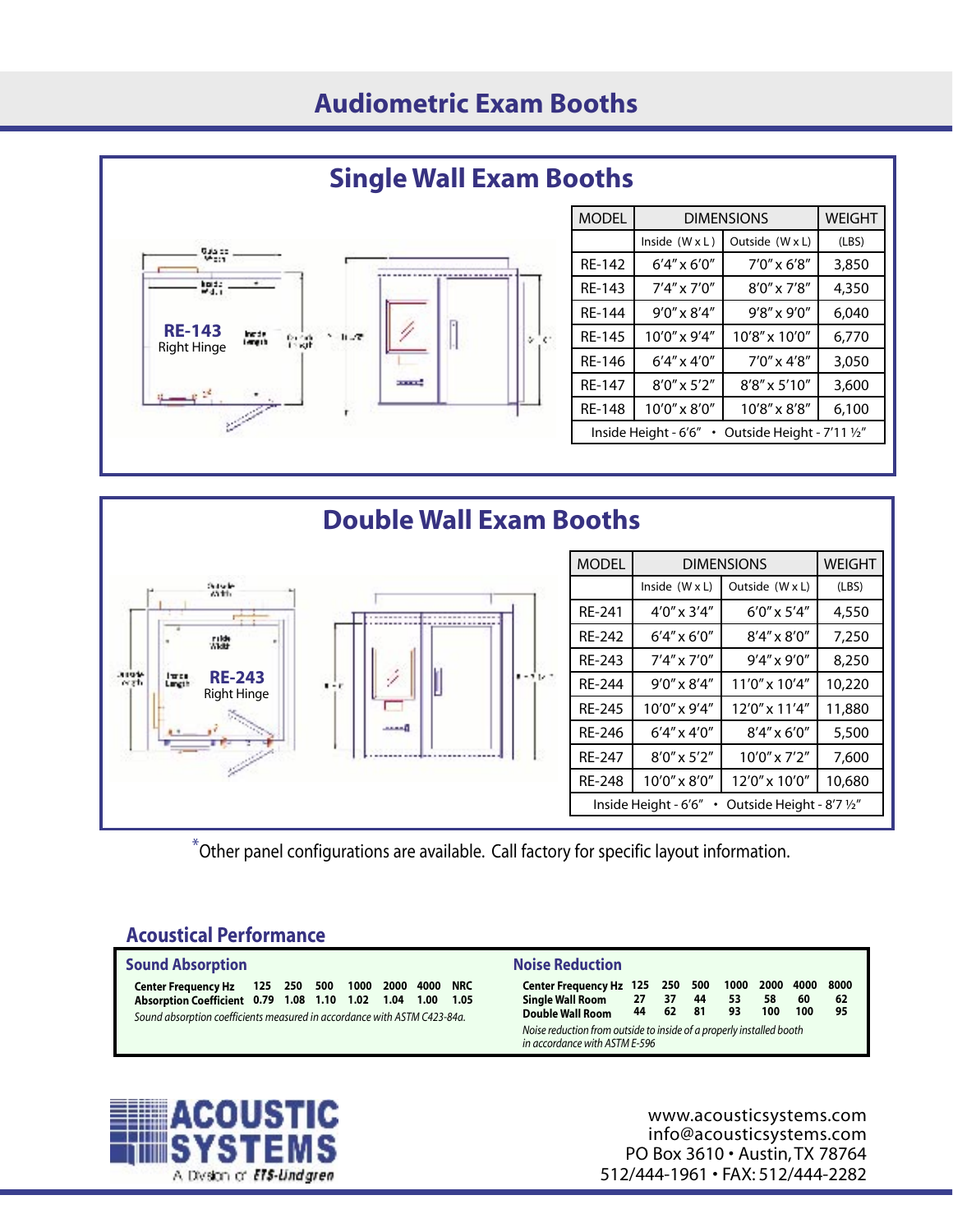# Audiometric Exam Booths

## Single Wall Exam Booths

**RE-143**
Right Hinge

| MODEL | DIMENSIONS | | WEIGHT |
|---|---|---|---|
| | Inside (W x L) | Outside (W x L) | (LBS) |
| RE-142 | 6'4" x 6'0" | 7'0" x 6'8" | 3,850 |
| RE-143 | 7'4" x 7'0" | 8'0" x 7'8" | 4,350 |
| RE-144 | 9'0" x 8'4" | 9'8" x 9'0" | 6,040 |
| RE-145 | 10'0" x 9'4" | 10'8" x 10'0" | 6,770 |
| RE-146 | 6'4" x 4'0" | 7'0" x 4'8" | 3,050 |
| RE-147 | 8'0" x 5'2" | 8'8" x 5'10" | 3,600 |
| RE-148 | 10'0" x 8'0" | 10'8" x 8'8" | 6,100 |

Inside Height - 6'6" • Outside Height - 7'11 ½"

## Double Wall Exam Booths

**RE-243**
Right Hinge

| MODEL | DIMENSIONS | | WEIGHT |
|---|---|---|---|
| | Inside (W x L) | Outside (W x L) | (LBS) |
| RE-241 | 4'0" x 3'4" | 6'0" x 5'4" | 4,550 |
| RE-242 | 6'4" x 6'0" | 8'4" x 8'0" | 7,250 |
| RE-243 | 7'4" x 7'0" | 9'4" x 9'0" | 8,250 |
| RE-244 | 9'0" x 8'4" | 11'0" x 10'4" | 10,220 |
| RE-245 | 10'0" x 9'4" | 12'0" x 11'4" | 11,880 |
| RE-246 | 6'4" x 4'0" | 8'4" x 6'0" | 5,500 |
| RE-247 | 8'0" x 5'2" | 10'0" x 7'2" | 7,600 |
| RE-248 | 10'0" x 8'0" | 12'0" x 10'0" | 10,680 |

Inside Height - 6'6" • Outside Height - 8'7 ½"

*Other panel configurations are available. Call factory for specific layout information.

## Acoustical Performance

### Sound Absorption

| Center Frequency Hz | 125 | 250 | 500 | 1000 | 2000 | 4000 | NRC |
|---|---|---|---|---|---|---|---|
| Absorption Coefficient | 0.79 | 1.08 | 1.10 | 1.02 | 1.04 | 1.00 | 1.05 |

*Sound absorption coefficients measured in accordance with ASTM C423-84a.*

### Noise Reduction

| Center Frequency Hz | 125 | 250 | 500 | 1000 | 2000 | 4000 | 8000 |
|---|---|---|---|---|---|---|---|
| Single Wall Room | 27 | 37 | 44 | 53 | 58 | 60 | 62 |
| Double Wall Room | 44 | 62 | 81 | 93 | 100 | 100 | 95 |

*Noise reduction from outside to inside of a properly installed booth in accordance with ASTM E-596*

ACOUSTIC SYSTEMS
A Division of ETS-Lindgren

www.acousticsystems.com
info@acousticsystems.com
PO Box 3610 • Austin, TX 78764
512/444-1961 • FAX: 512/444-2282